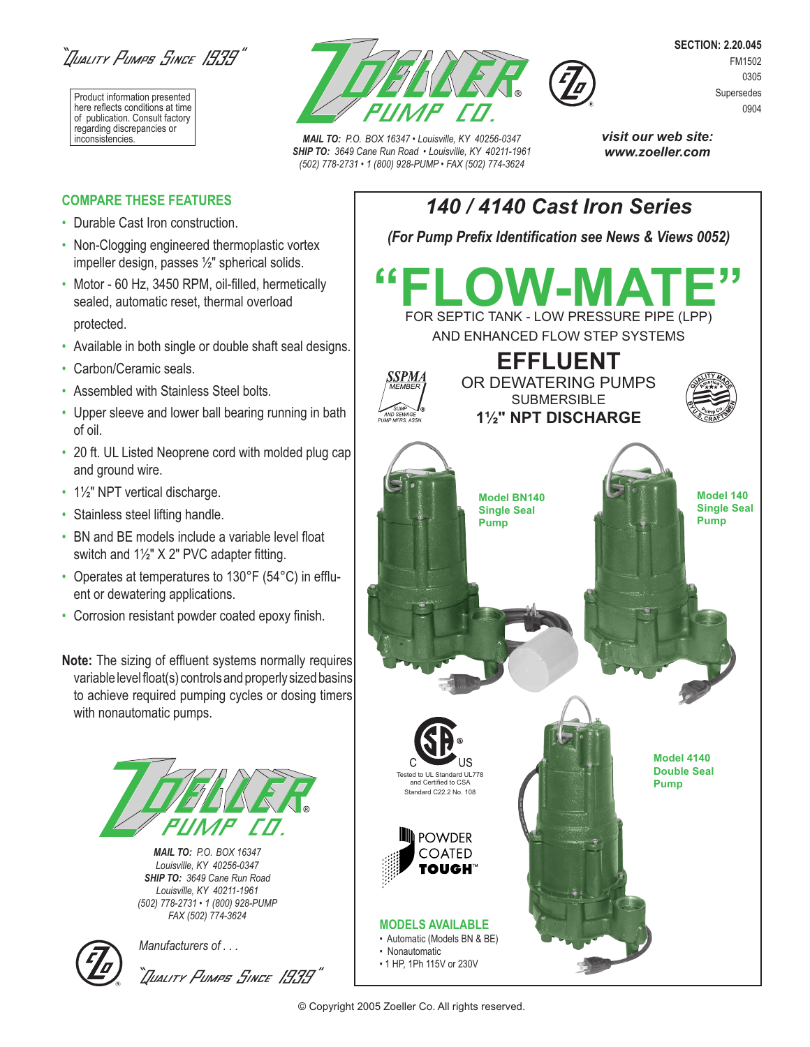"Quality Pumps Since 1939"

Product information presented here reflects conditions at time of publication. Consult factory regarding discrepancies or inconsistencies.

ZOELLER PUMP CO.

**MAIL TO:** P.O. BOX 16347 • Louisville, KY 40256-0347
**SHIP TO:** 3649 Cane Run Road • Louisville, KY 40211-1961
(502) 778-2731 • 1 (800) 928-PUMP • FAX (502) 774-3624

**SECTION: 2.20.045**
FM1502
0305
Supersedes
0904

***visit our web site: www.zoeller.com***

## COMPARE THESE FEATURES

- Durable Cast Iron construction.
- Non-Clogging engineered thermoplastic vortex impeller design, passes ½" spherical solids.
- Motor - 60 Hz, 3450 RPM, oil-filled, hermetically sealed, automatic reset, thermal overload protected.
- Available in both single or double shaft seal designs.
- Carbon/Ceramic seals.
- Assembled with Stainless Steel bolts.
- Upper sleeve and lower ball bearing running in bath of oil.
- 20 ft. UL Listed Neoprene cord with molded plug cap and ground wire.
- 1½" NPT vertical discharge.
- Stainless steel lifting handle.
- BN and BE models include a variable level float switch and 1½" X 2" PVC adapter fitting.
- Operates at temperatures to 130°F (54°C) in effluent or dewatering applications.
- Corrosion resistant powder coated epoxy finish.

**Note:** The sizing of effluent systems normally requires variable level float(s) controls and properly sized basins to achieve required pumping cycles or dosing timers with nonautomatic pumps.

ZOELLER PUMP CO.

**MAIL TO:** P.O. BOX 16347
Louisville, KY 40256-0347
**SHIP TO:** 3649 Cane Run Road
Louisville, KY 40211-1961
(502) 778-2731 • 1 (800) 928-PUMP
FAX (502) 774-3624

*Manufacturers of . . .*

"Quality Pumps Since 1939"

# *140 / 4140 Cast Iron Series*

***(For Pump Prefix Identification see News & Views 0052)***

# "FLOW-MATE"

FOR SEPTIC TANK - LOW PRESSURE PIPE (LPP) AND ENHANCED FLOW STEP SYSTEMS

## EFFLUENT

OR DEWATERING PUMPS
SUBMERSIBLE
**1½" NPT DISCHARGE**

SSPMA MEMBER — SUMP AND SEWAGE PUMP MFRS. ASSN.

**Model BN140 Single Seal Pump**

**Model 140 Single Seal Pump**

**Model 4140 Double Seal Pump**

C US — Tested to UL Standard UL778 and Certified to CSA Standard C22.2 No. 108

POWDER COATED TOUGH™

## MODELS AVAILABLE

- Automatic (Models BN & BE)
- Nonautomatic
- 1 HP, 1Ph 115V or 230V

© Copyright 2005 Zoeller Co. All rights reserved.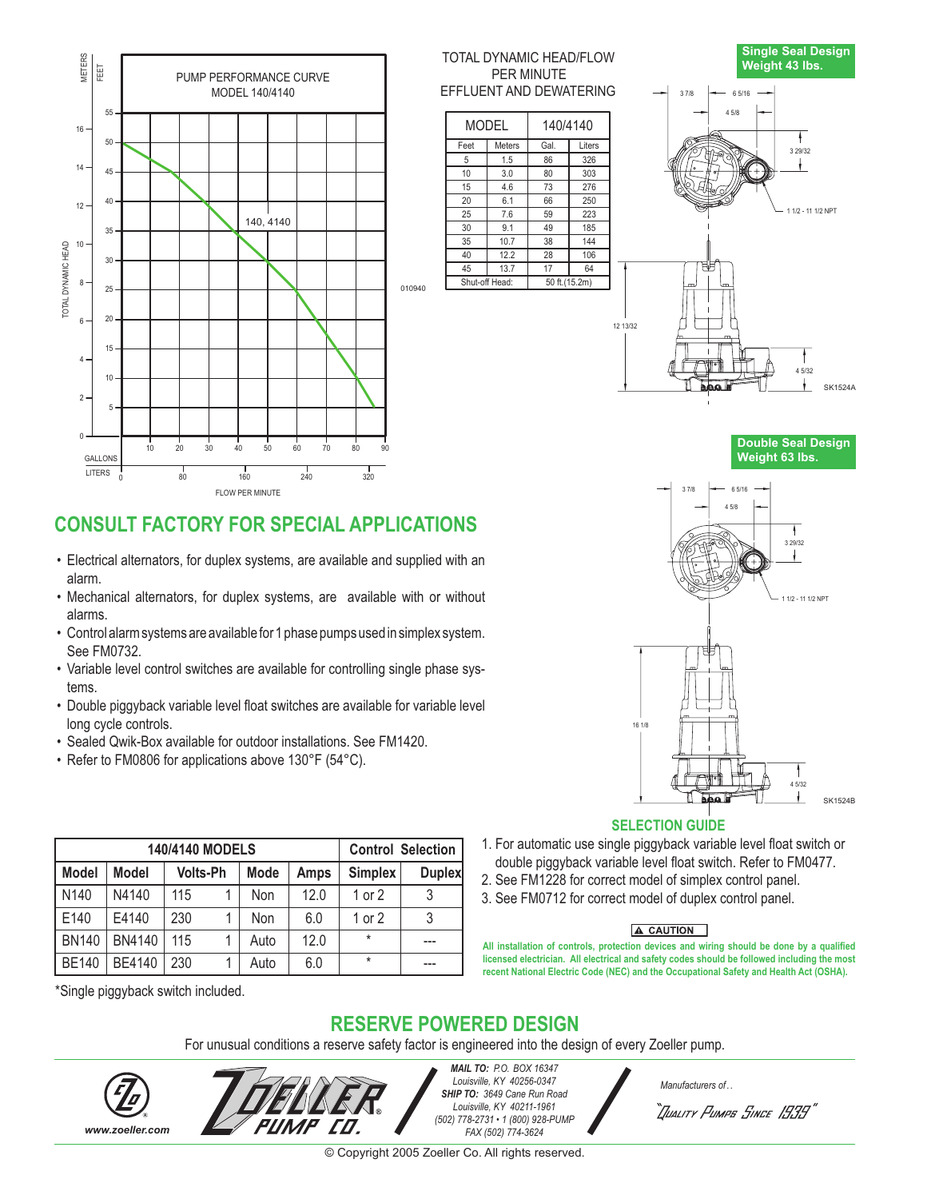PUMP PERFORMANCE CURVE
MODEL 140/4140

METERS
FEET
TOTAL DYNAMIC HEAD
0 2 4 6 8 10 12 14 16
5 10 15 20 25 30 35 40 45 50 55
140, 4140
GALLONS 10 20 30 40 50 60 70 80 90
LITERS 0 80 160 240 320
FLOW PER MINUTE

010940

TOTAL DYNAMIC HEAD/FLOW PER MINUTE
EFFLUENT AND DEWATERING

| MODEL | | 140/4140 | |
|---|---|---|---|
| Feet | Meters | Gal. | Liters |
| 5 | 1.5 | 86 | 326 |
| 10 | 3.0 | 80 | 303 |
| 15 | 4.6 | 73 | 276 |
| 20 | 6.1 | 66 | 250 |
| 25 | 7.6 | 59 | 223 |
| 30 | 9.1 | 49 | 185 |
| 35 | 10.7 | 38 | 144 |
| 40 | 12.2 | 28 | 106 |
| 45 | 13.7 | 17 | 64 |
| Shut-off Head: | | 50 ft.(15.2m) | |

**Single Seal Design**
**Weight 43 lbs.**

3 7/8
6 5/16
4 5/8
3 29/32
1 1/2 - 11 1/2 NPT
12 13/32
4 5/32
SK1524A

**Double Seal Design**
**Weight 63 lbs.**

3 7/8
6 5/16
4 5/8
3 29/32
1 1/2 - 11 1/2 NPT
16 1/8
4 5/32
SK1524B

## CONSULT FACTORY FOR SPECIAL APPLICATIONS

- Electrical alternators, for duplex systems, are available and supplied with an alarm.
- Mechanical alternators, for duplex systems, are available with or without alarms.
- Control alarm systems are available for 1 phase pumps used in simplex system. See FM0732.
- Variable level control switches are available for controlling single phase systems.
- Double piggyback variable level float switches are available for variable level long cycle controls.
- Sealed Qwik-Box available for outdoor installations. See FM1420.
- Refer to FM0806 for applications above 130°F (54°C).

| 140/4140 MODELS | | | | | | Control Selection | |
|---|---|---|---|---|---|---|---|
| Model | Model | Volts-Ph | | Mode | Amps | Simplex | Duplex |
| N140 | N4140 | 115 | 1 | Non | 12.0 | 1 or 2 | 3 |
| E140 | E4140 | 230 | 1 | Non | 6.0 | 1 or 2 | 3 |
| BN140 | BN4140 | 115 | 1 | Auto | 12.0 | * | --- |
| BE140 | BE4140 | 230 | 1 | Auto | 6.0 | * | --- |

*Single piggyback switch included.

### SELECTION GUIDE

1. For automatic use single piggyback variable level float switch or double piggyback variable level float switch. Refer to FM0477.
2. See FM1228 for correct model of simplex control panel.
3. See FM0712 for correct model of duplex control panel.

**⚠ CAUTION**

**All installation of controls, protection devices and wiring should be done by a qualified licensed electrician. All electrical and safety codes should be followed including the most recent National Electric Code (NEC) and the Occupational Safety and Health Act (OSHA).**

## RESERVE POWERED DESIGN

For unusual conditions a reserve safety factor is engineered into the design of every Zoeller pump.

*www.zoeller.com*

ZOELLER PUMP CO.

*MAIL TO: P.O. BOX 16347 Louisville, KY 40256-0347*
*SHIP TO: 3649 Cane Run Road Louisville, KY 40211-1961*
*(502) 778-2731 • 1 (800) 928-PUMP*
*FAX (502) 774-3624*

*Manufacturers of..*

*"Quality Pumps Since 1939"*

© Copyright 2005 Zoeller Co. All rights reserved.